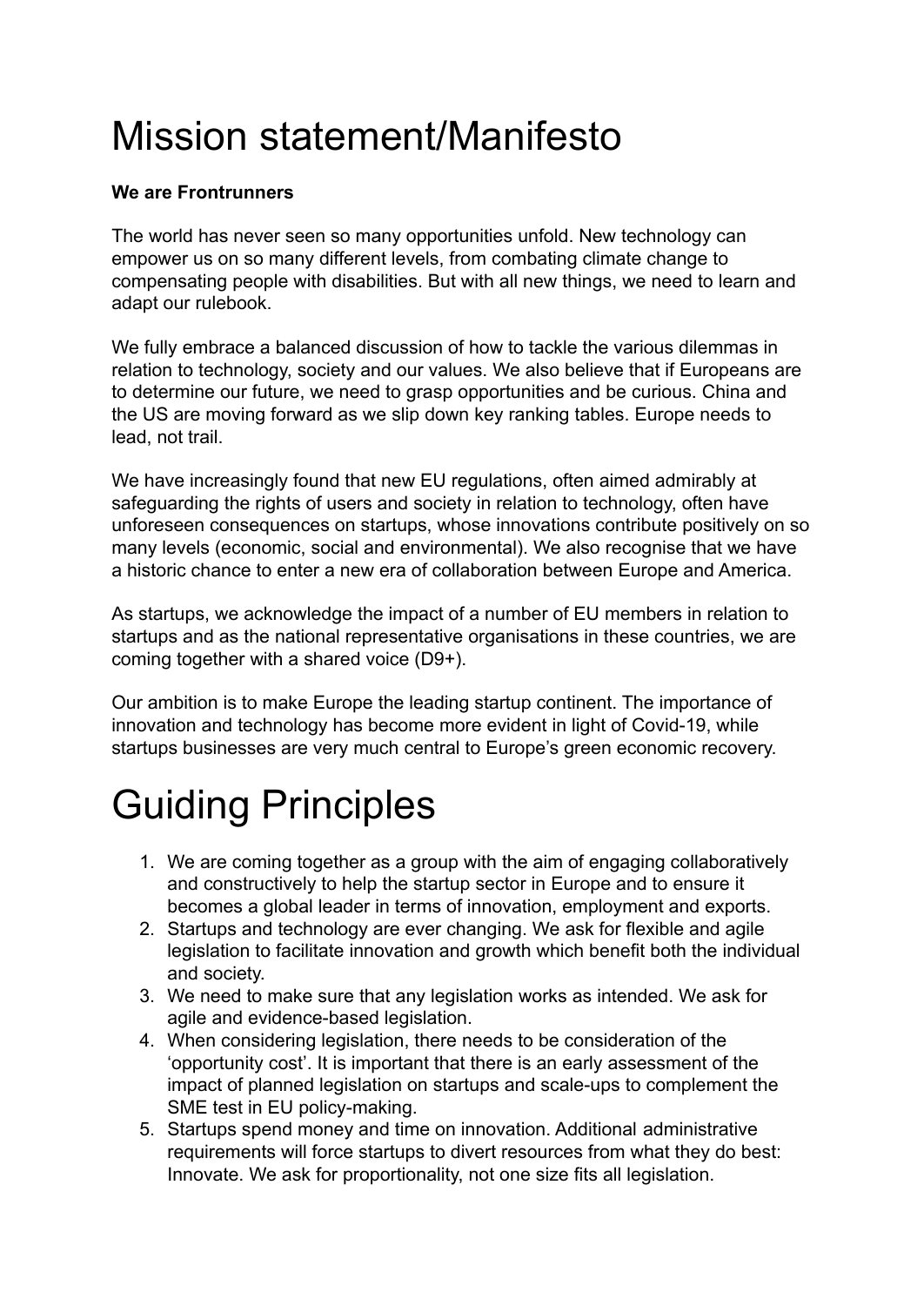# Mission statement/Manifesto

**We are Frontrunners**

The world has never seen so many opportunities unfold. New technology can empower us on so many different levels, from combating climate change to compensating people with disabilities. But with all new things, we need to learn and adapt our rulebook.

We fully embrace a balanced discussion of how to tackle the various dilemmas in relation to technology, society and our values. We also believe that if Europeans are to determine our future, we need to grasp opportunities and be curious. China and the US are moving forward as we slip down key ranking tables. Europe needs to lead, not trail.

We have increasingly found that new EU regulations, often aimed admirably at safeguarding the rights of users and society in relation to technology, often have unforeseen consequences on startups, whose innovations contribute positively on so many levels (economic, social and environmental). We also recognise that we have a historic chance to enter a new era of collaboration between Europe and America.

As startups, we acknowledge the impact of a number of EU members in relation to startups and as the national representative organisations in these countries, we are coming together with a shared voice (D9+).

Our ambition is to make Europe the leading startup continent. The importance of innovation and technology has become more evident in light of Covid-19, while startups businesses are very much central to Europe's green economic recovery.

# Guiding Principles

1. We are coming together as a group with the aim of engaging collaboratively and constructively to help the startup sector in Europe and to ensure it becomes a global leader in terms of innovation, employment and exports.
2. Startups and technology are ever changing. We ask for flexible and agile legislation to facilitate innovation and growth which benefit both the individual and society.
3. We need to make sure that any legislation works as intended. We ask for agile and evidence-based legislation.
4. When considering legislation, there needs to be consideration of the 'opportunity cost'. It is important that there is an early assessment of the impact of planned legislation on startups and scale-ups to complement the SME test in EU policy-making.
5. Startups spend money and time on innovation. Additional administrative requirements will force startups to divert resources from what they do best: Innovate. We ask for proportionality, not one size fits all legislation.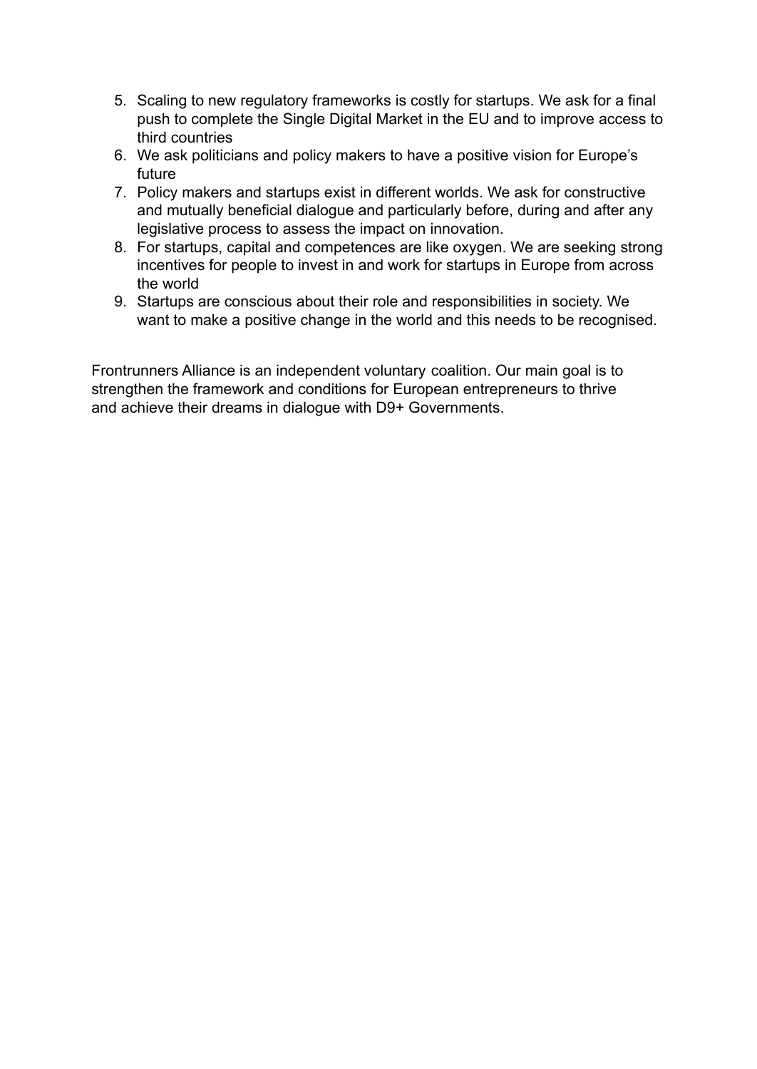5. Scaling to new regulatory frameworks is costly for startups. We ask for a final push to complete the Single Digital Market in the EU and to improve access to third countries
6. We ask politicians and policy makers to have a positive vision for Europe's future
7. Policy makers and startups exist in different worlds. We ask for constructive and mutually beneficial dialogue and particularly before, during and after any legislative process to assess the impact on innovation.
8. For startups, capital and competences are like oxygen. We are seeking strong incentives for people to invest in and work for startups in Europe from across the world
9. Startups are conscious about their role and responsibilities in society. We want to make a positive change in the world and this needs to be recognised.

Frontrunners Alliance is an independent voluntary coalition. Our main goal is to strengthen the framework and conditions for European entrepreneurs to thrive and achieve their dreams in dialogue with D9+ Governments.